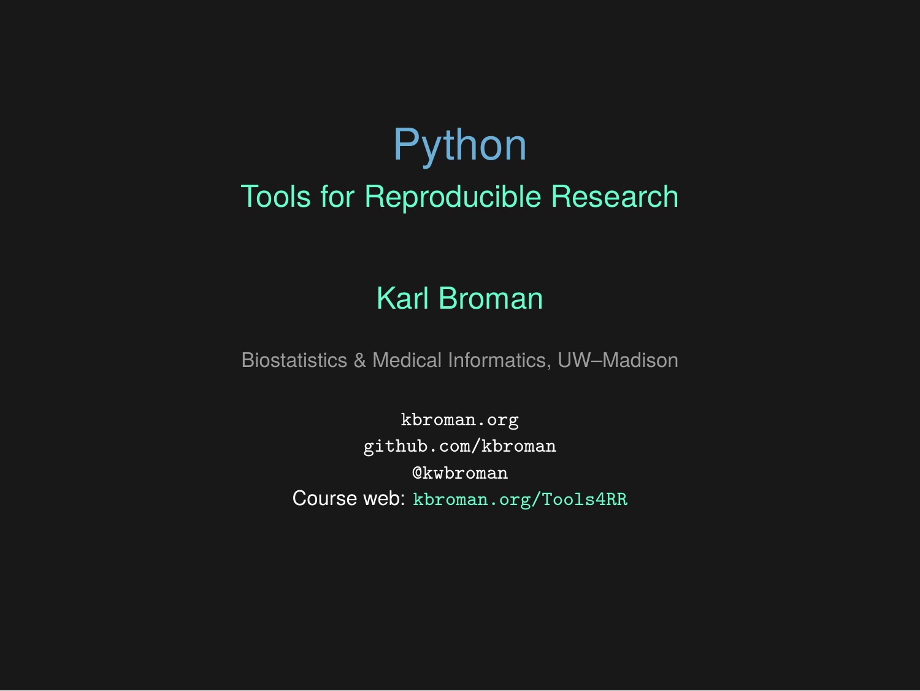# Python

## Tools for Reproducible Research

Karl Broman

Biostatistics & Medical Informatics, UW–Madison

`kbroman.org`
`github.com/kbroman`
`@kwbroman`
Course web: `kbroman.org/Tools4RR`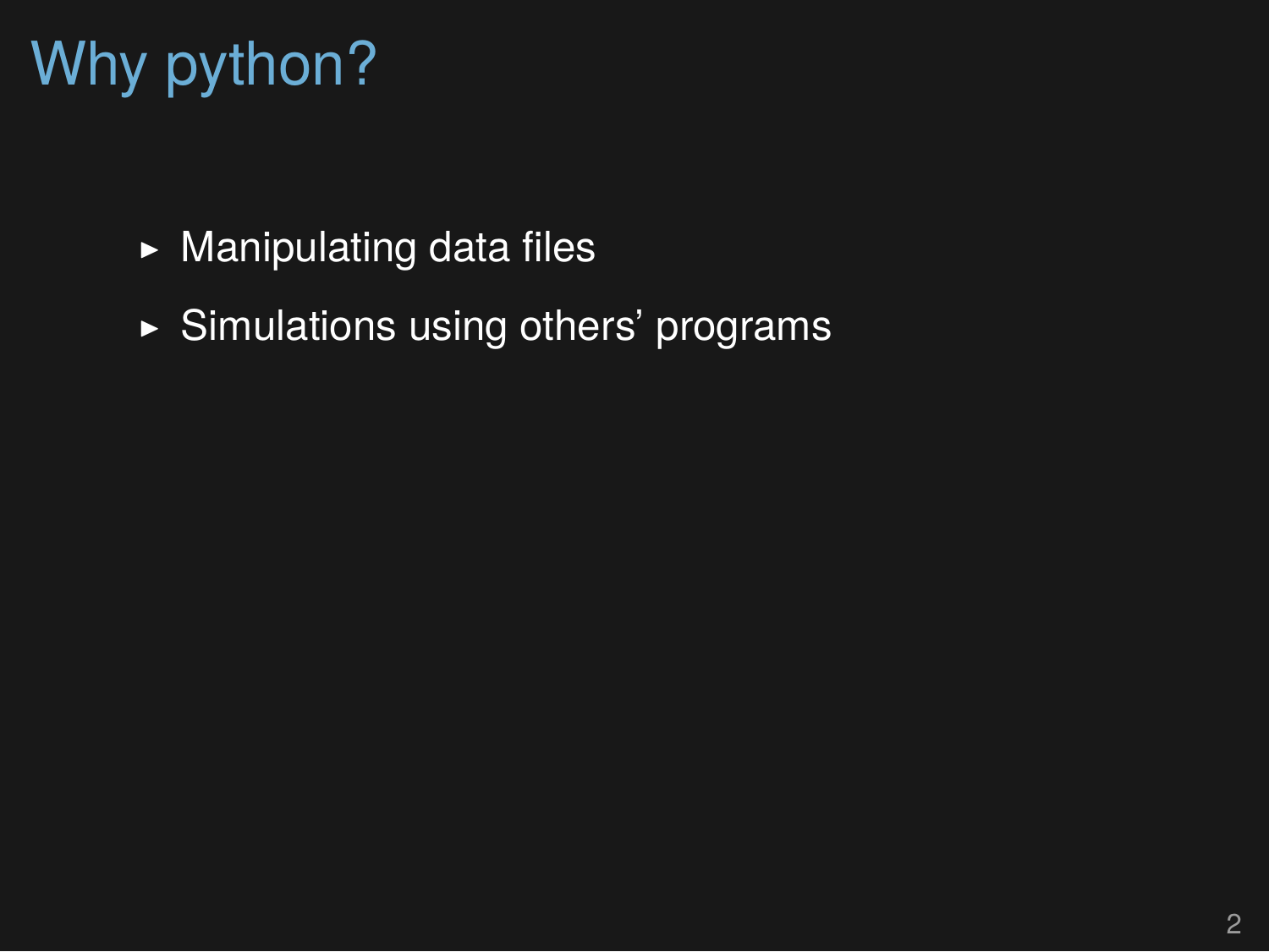# Why python?

- Manipulating data files
- Simulations using others' programs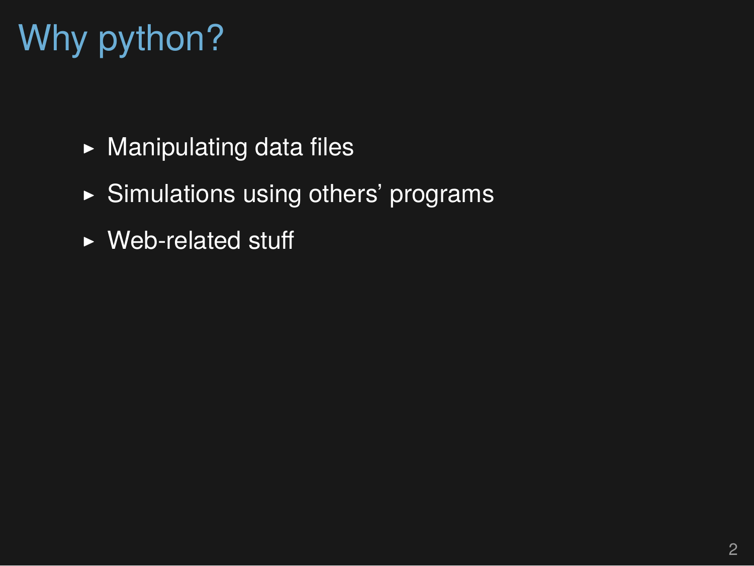# Why python?

- Manipulating data files
- Simulations using others' programs
- Web-related stuff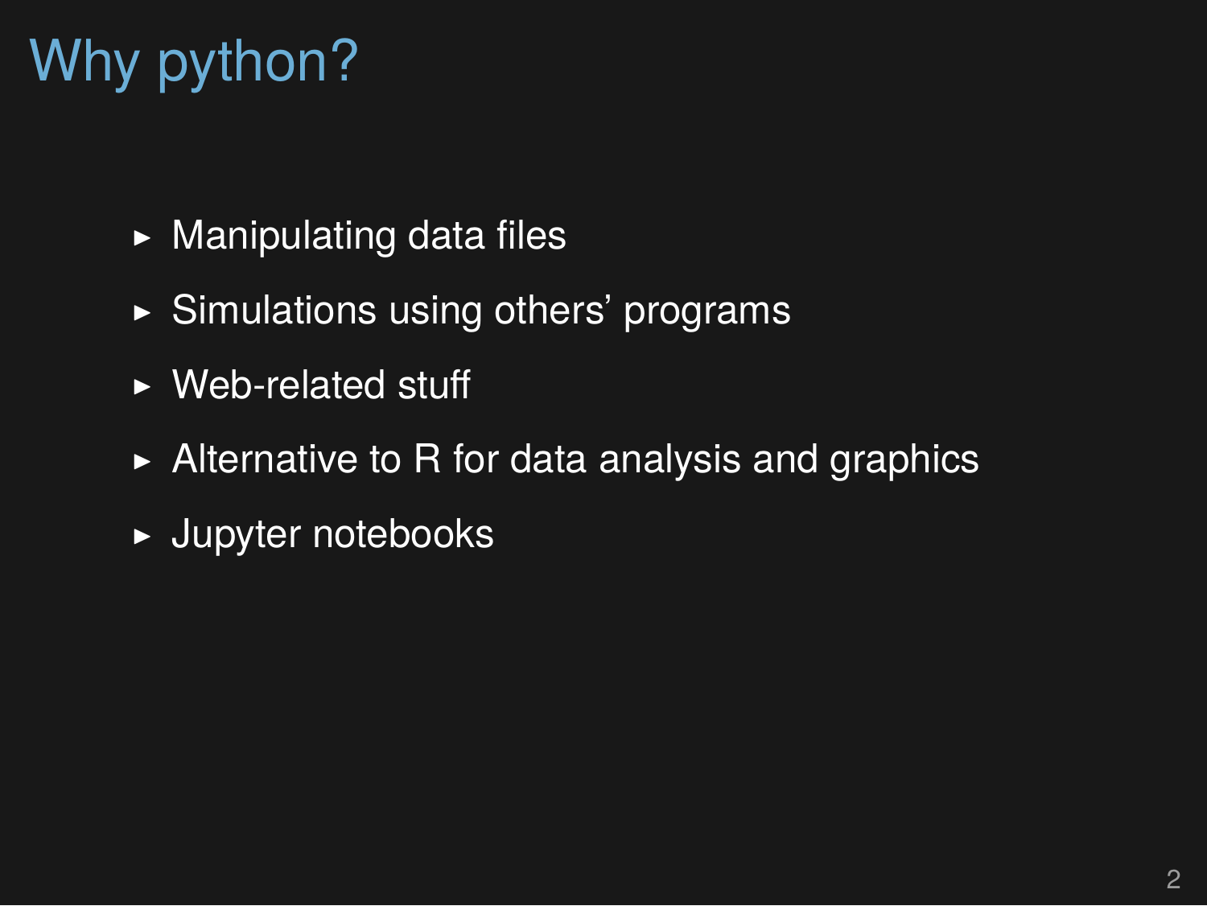# Why python?

- Manipulating data files
- Simulations using others' programs
- Web-related stuff
- Alternative to R for data analysis and graphics
- Jupyter notebooks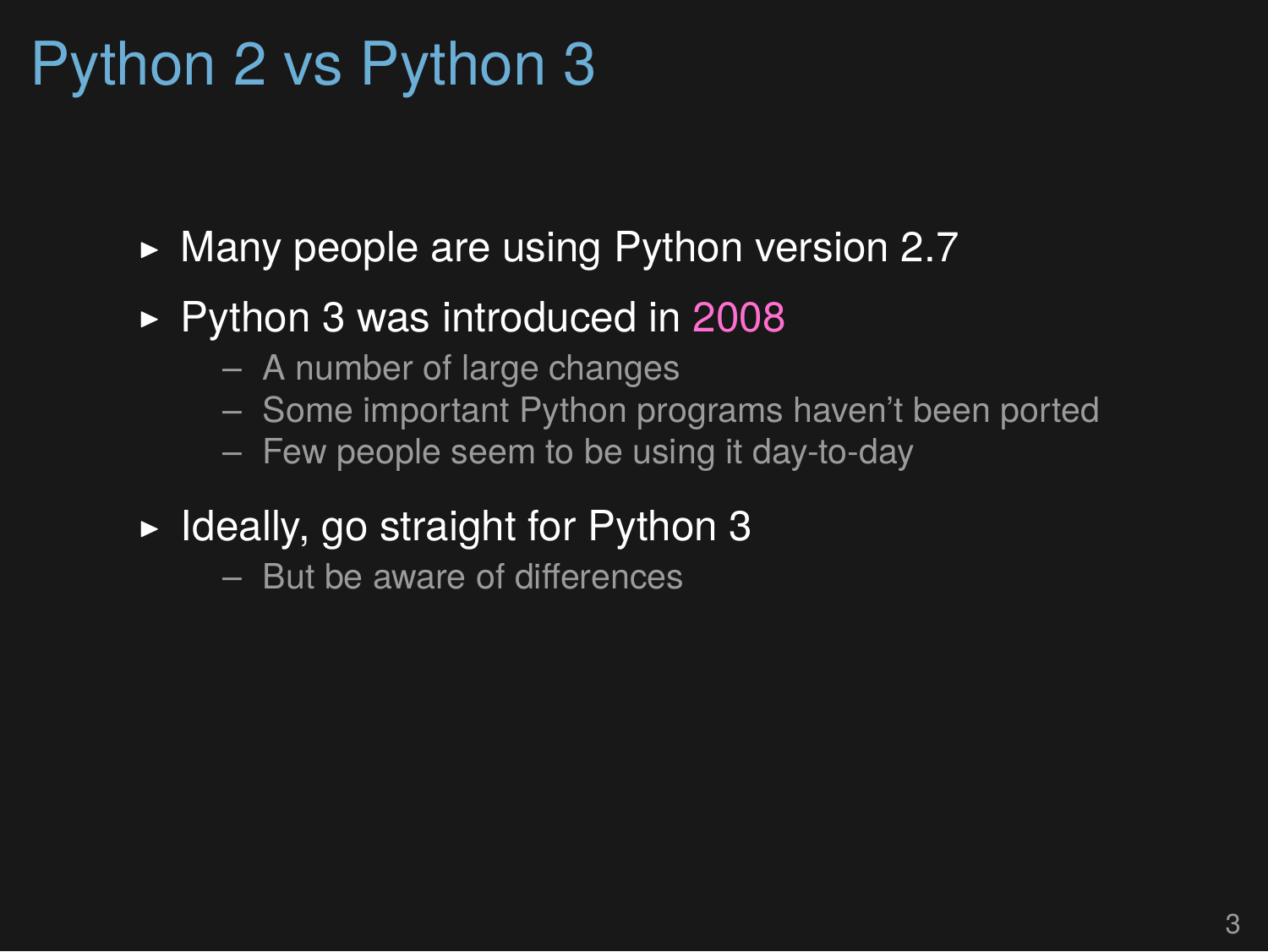# Python 2 vs Python 3

- Many people are using Python version 2.7
- Python 3 was introduced in 2008
  - A number of large changes
  - Some important Python programs haven't been ported
  - Few people seem to be using it day-to-day
- Ideally, go straight for Python 3
  - But be aware of differences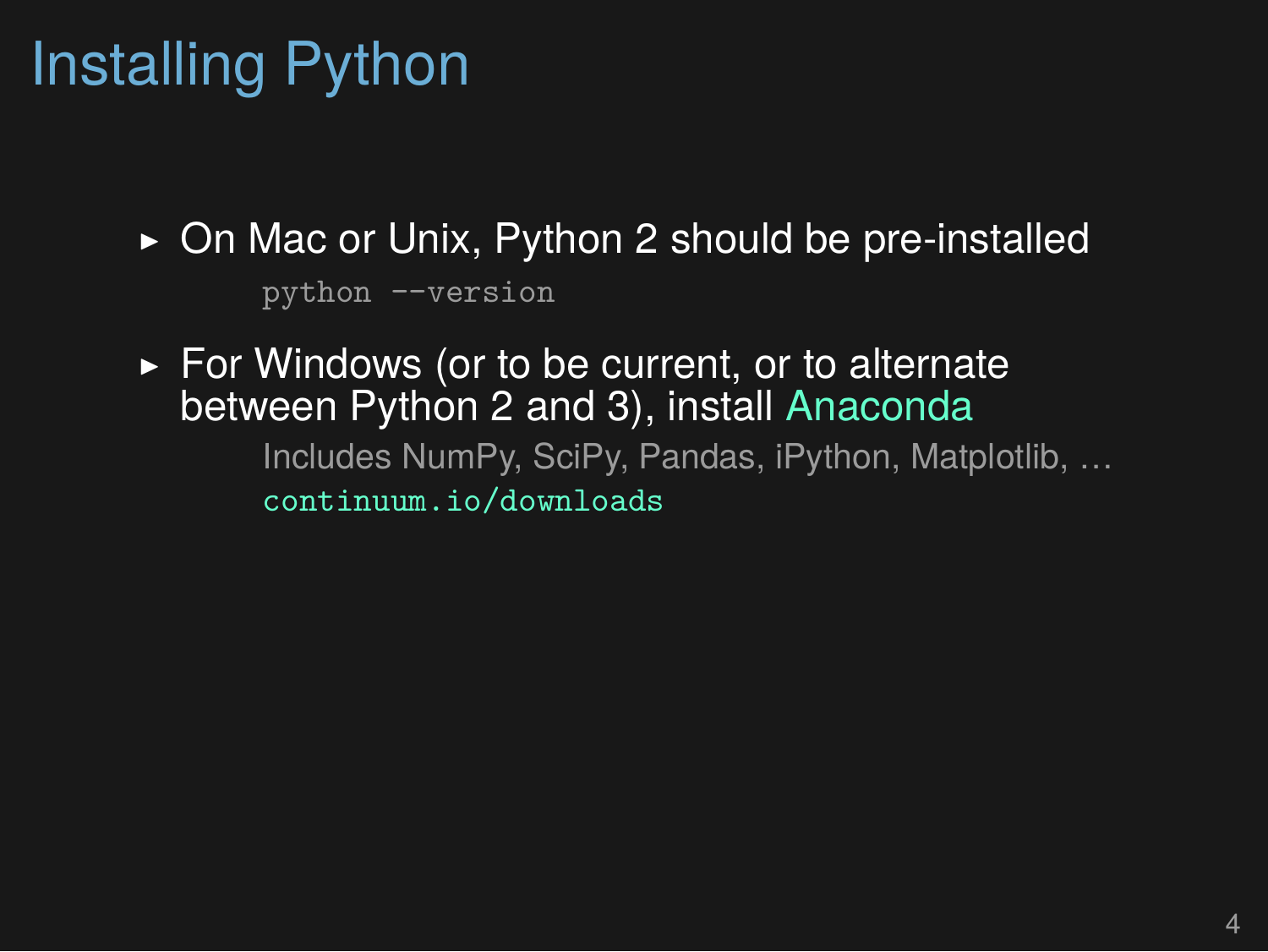# Installing Python

- On Mac or Unix, Python 2 should be pre-installed

  ```
  python --version
  ```

- For Windows (or to be current, or to alternate between Python 2 and 3), install Anaconda

  Includes NumPy, SciPy, Pandas, iPython, Matplotlib, …

  `continuum.io/downloads`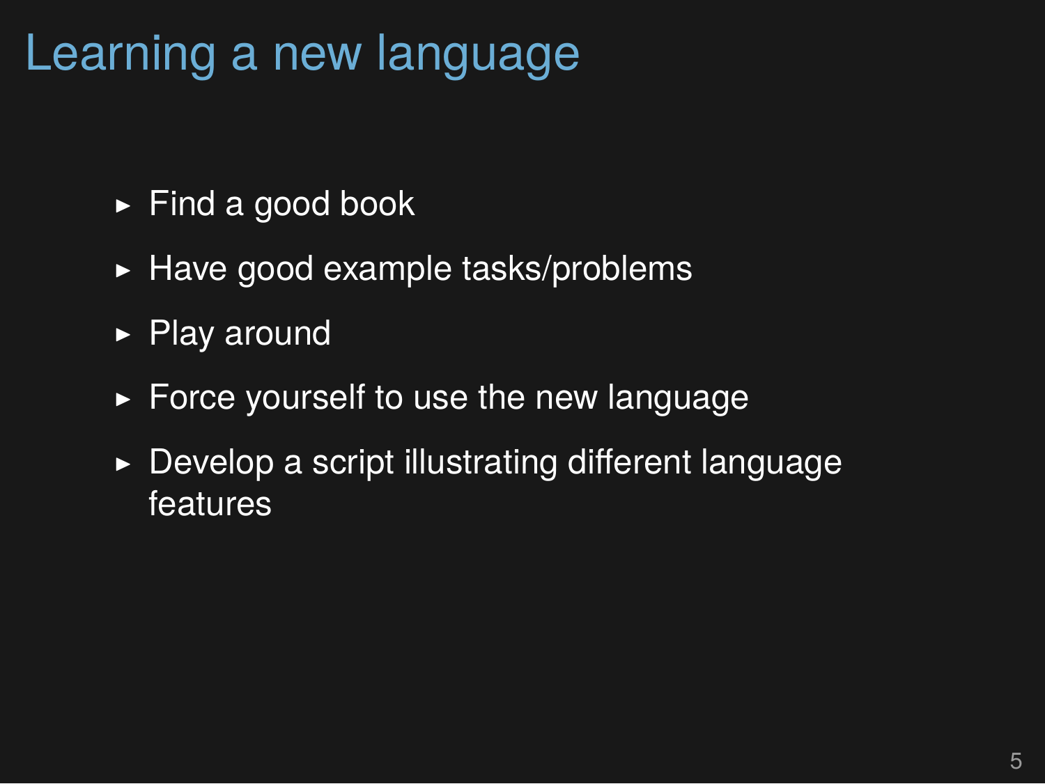# Learning a new language

- Find a good book
- Have good example tasks/problems
- Play around
- Force yourself to use the new language
- Develop a script illustrating different language features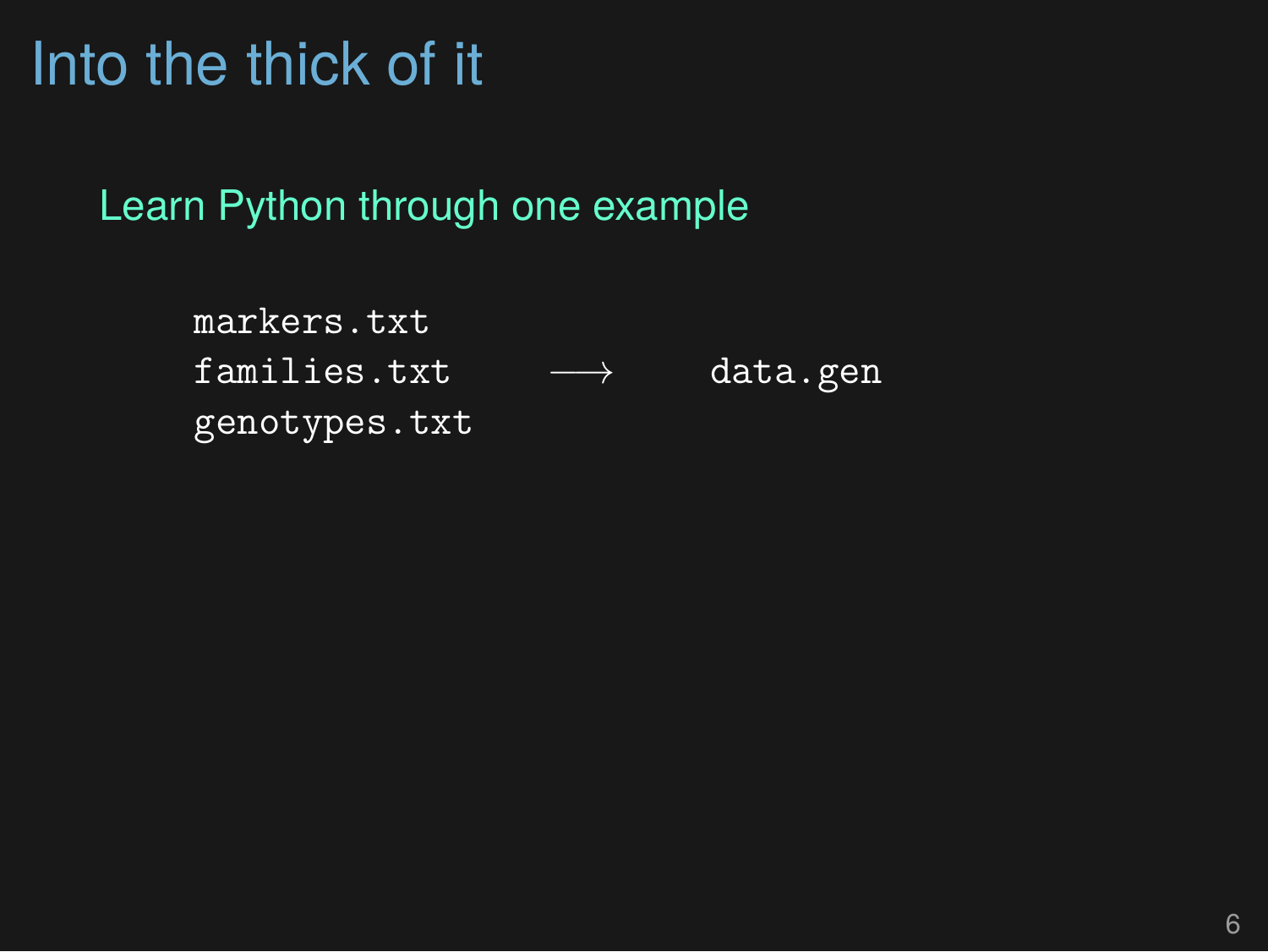# Into the thick of it

## Learn Python through one example

```
markers.txt
families.txt    ⟶    data.gen
genotypes.txt
```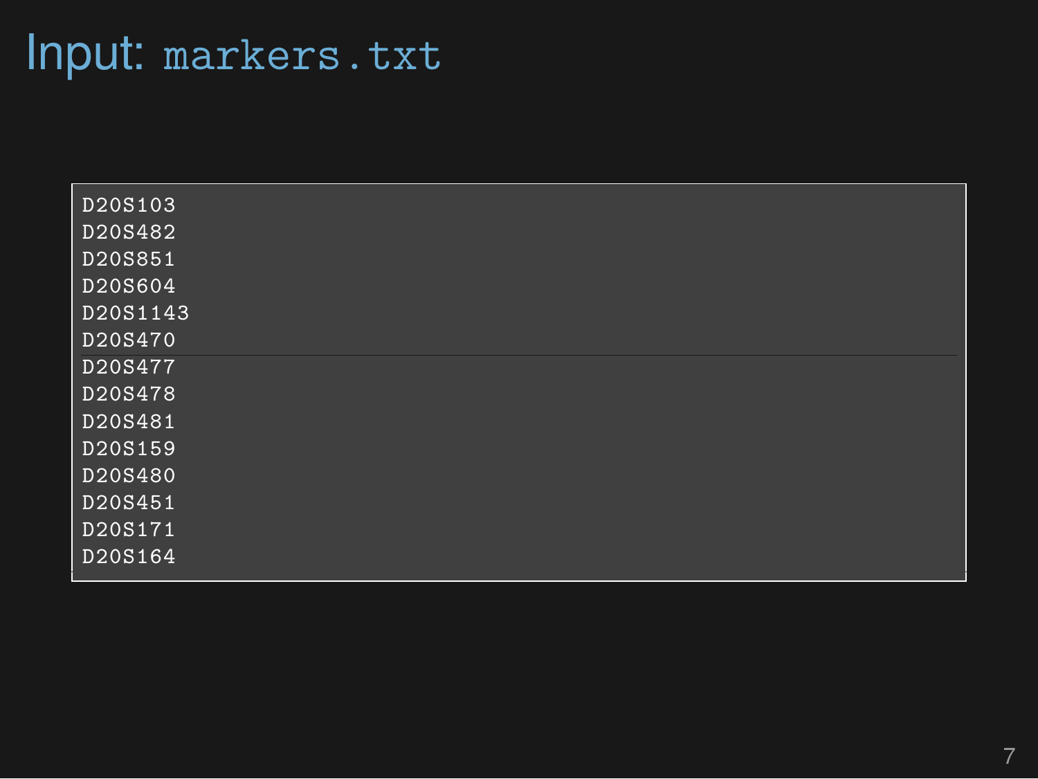# Input: `markers.txt`

```
D20S103
D20S482
D20S851
D20S604
D20S1143
D20S470
D20S477
D20S478
D20S481
D20S159
D20S480
D20S451
D20S171
D20S164
```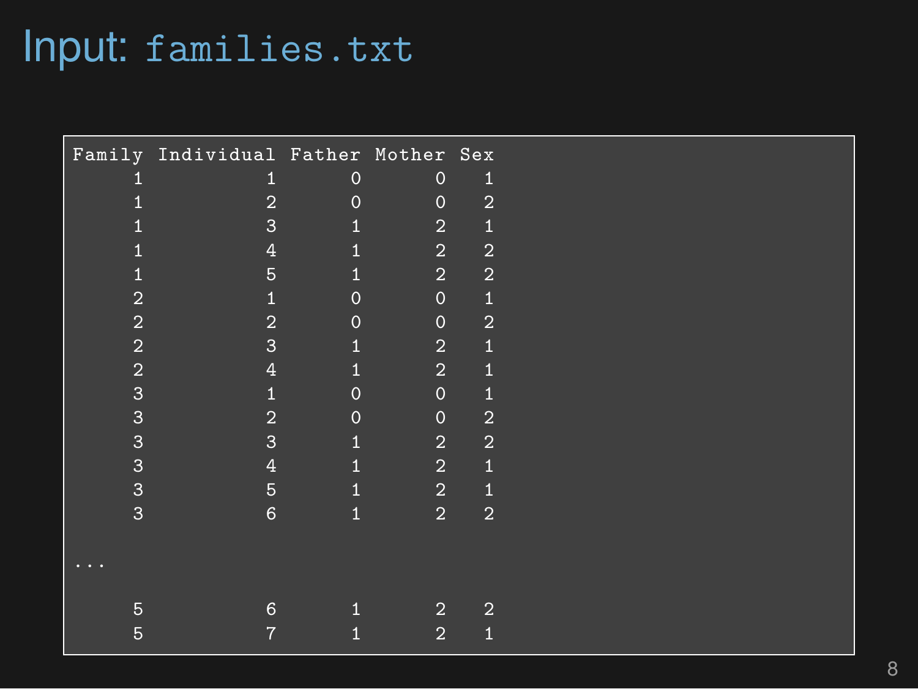# Input: `families.txt`

```
Family Individual Father Mother Sex
     1          1      0      0   1
     1          2      0      0   2
     1          3      1      2   1
     1          4      1      2   2
     1          5      1      2   2
     2          1      0      0   1
     2          2      0      0   2
     2          3      1      2   1
     2          4      1      2   1
     3          1      0      0   1
     3          2      0      0   2
     3          3      1      2   2
     3          4      1      2   1
     3          5      1      2   1
     3          6      1      2   2

...

     5          6      1      2   2
     5          7      1      2   1
```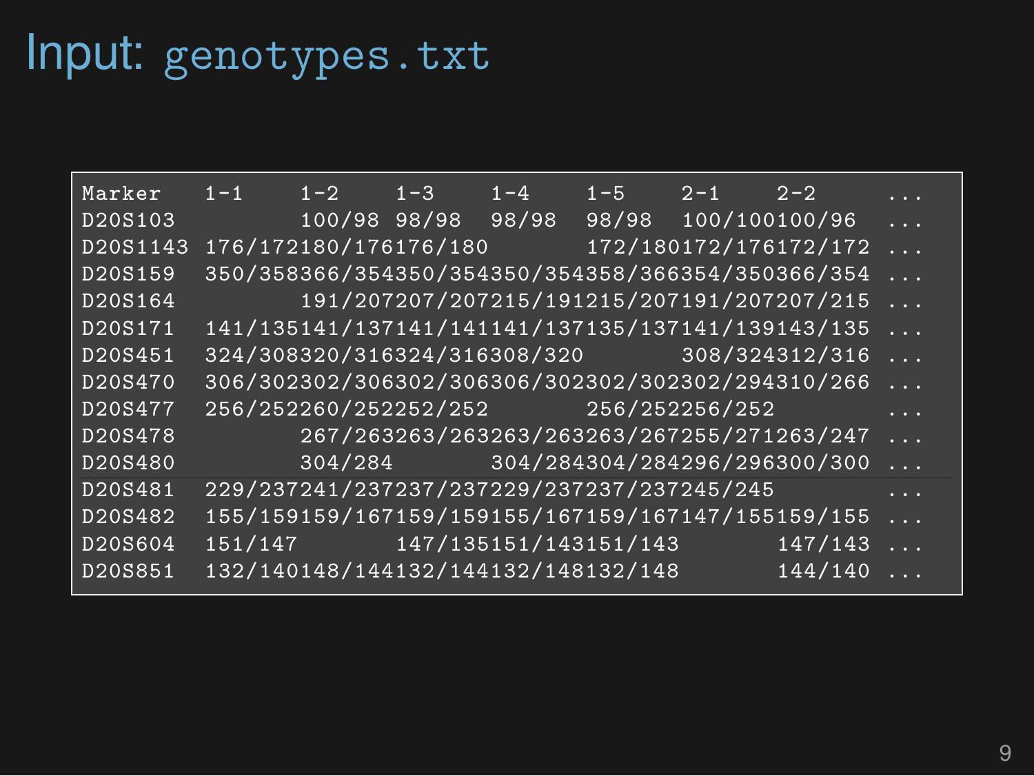# Input: genotypes.txt

```
Marker   1-1    1-2    1-3    1-4    1-5    2-1    2-2     ...
D20S103         100/98 98/98  98/98  98/98  100/100100/96  ...
D20S1143 176/172180/176176/180       172/180172/176172/172 ...
D20S159  350/358366/354350/354350/354358/366354/350366/354 ...
D20S164         191/207207/207215/191215/207191/207207/215 ...
D20S171  141/135141/137141/141141/137135/137141/139143/135 ...
D20S451  324/308320/316324/316308/320       308/324312/316 ...
D20S470  306/302302/306302/306306/302302/302302/294310/266 ...
D20S477  256/252260/252252/252       256/252256/252        ...
D20S478         267/263263/263263/263263/267255/271263/247 ...
D20S480         304/284       304/284304/284296/296300/300 ...
D20S481  229/237241/237237/237229/237237/237245/245        ...
D20S482  155/159159/167159/159155/167159/167147/155159/155 ...
D20S604  151/147       147/135151/143151/143       147/143 ...
D20S851  132/140148/144132/144132/148132/148       144/140 ...
```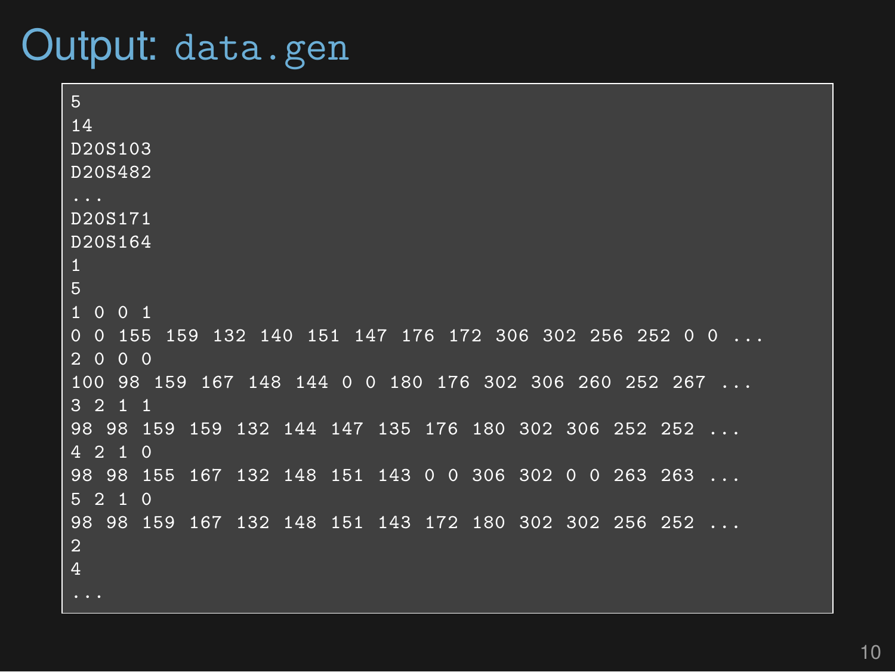# Output: `data.gen`

```
5
14
D20S103
D20S482
...
D20S171
D20S164
1
5
1 0 0 1
0 0 155 159 132 140 151 147 176 172 306 302 256 252 0 0 ...
2 0 0 0
100 98 159 167 148 144 0 0 180 176 302 306 260 252 267 ...
3 2 1 1
98 98 159 159 132 144 147 135 176 180 302 306 252 252 ...
4 2 1 0
98 98 155 167 132 148 151 143 0 0 306 302 0 0 263 263 ...
5 2 1 0
98 98 159 167 132 148 151 143 172 180 302 302 256 252 ...
2
4
...
```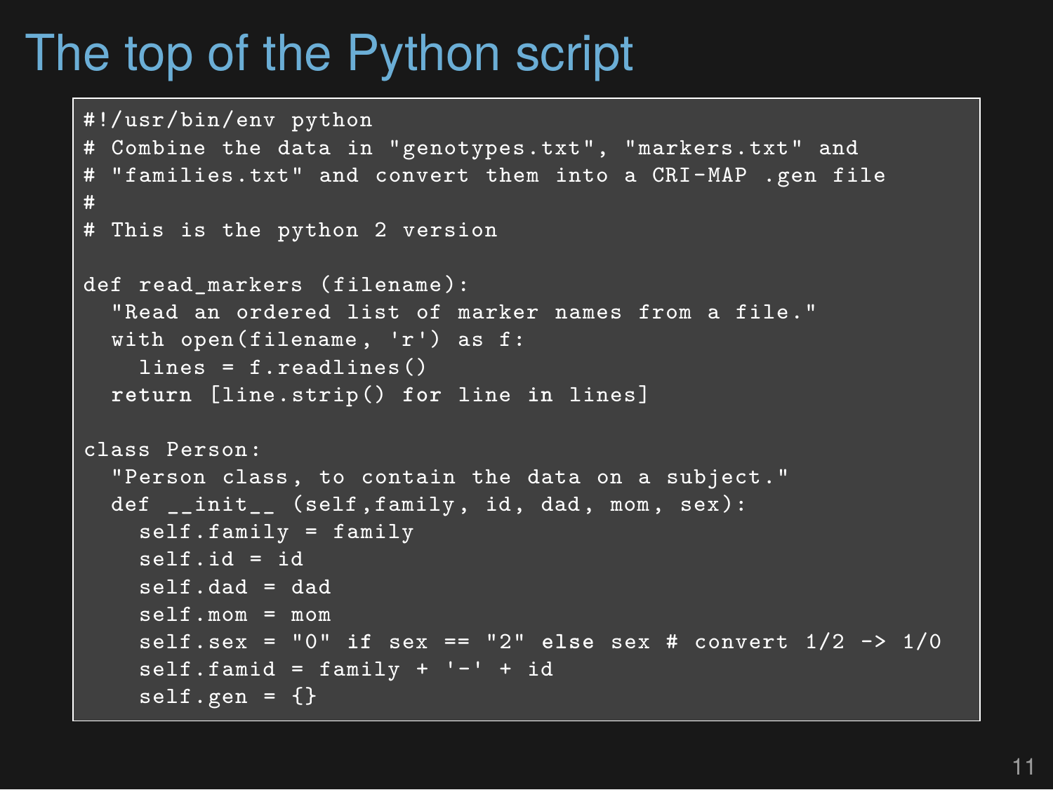# The top of the Python script

```
#!/usr/bin/env python
# Combine the data in "genotypes.txt", "markers.txt" and
# "families.txt" and convert them into a CRI-MAP .gen file
#
# This is the python 2 version

def read_markers (filename):
  "Read an ordered list of marker names from a file."
  with open(filename, 'r') as f:
    lines = f.readlines()
  return [line.strip() for line in lines]

class Person:
  "Person class, to contain the data on a subject."
  def __init__ (self,family, id, dad, mom, sex):
    self.family = family
    self.id = id
    self.dad = dad
    self.mom = mom
    self.sex = "0" if sex == "2" else sex # convert 1/2 -> 1/0
    self.famid = family + '-' + id
    self.gen = {}
```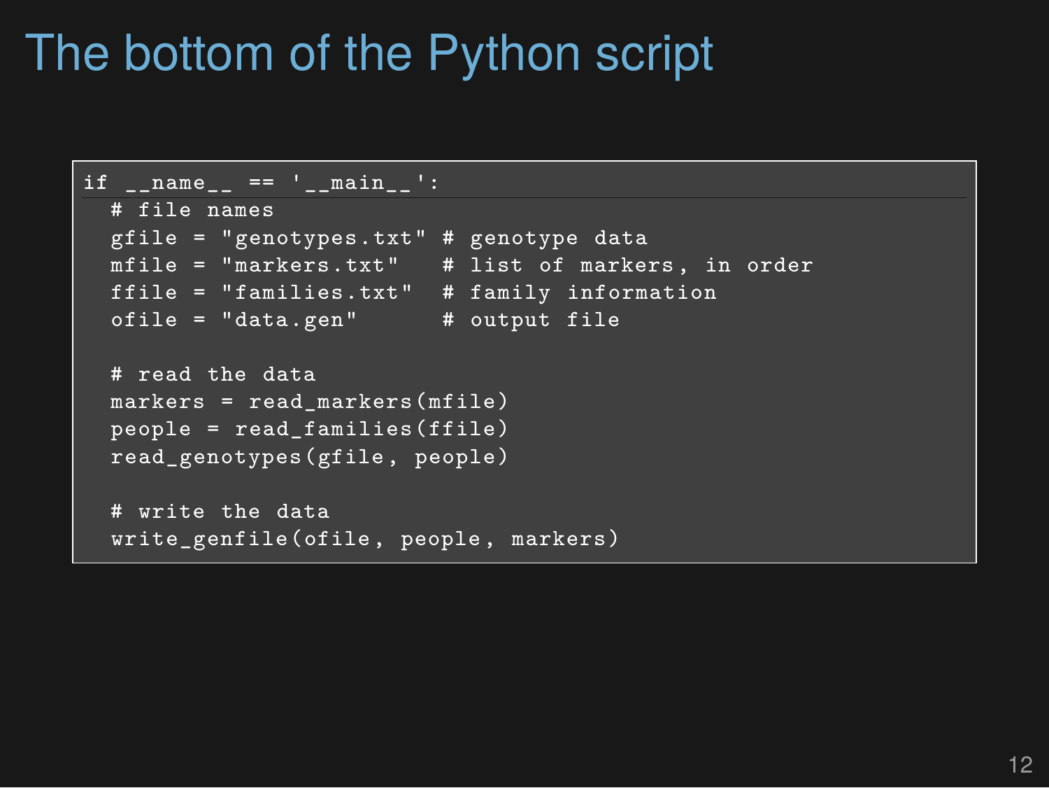# The bottom of the Python script

```python
if __name__ == '__main__':
  # file names
  gfile = "genotypes.txt" # genotype data
  mfile = "markers.txt"   # list of markers, in order
  ffile = "families.txt"  # family information
  ofile = "data.gen"      # output file

  # read the data
  markers = read_markers(mfile)
  people = read_families(ffile)
  read_genotypes(gfile, people)

  # write the data
  write_genfile(ofile, people, markers)
```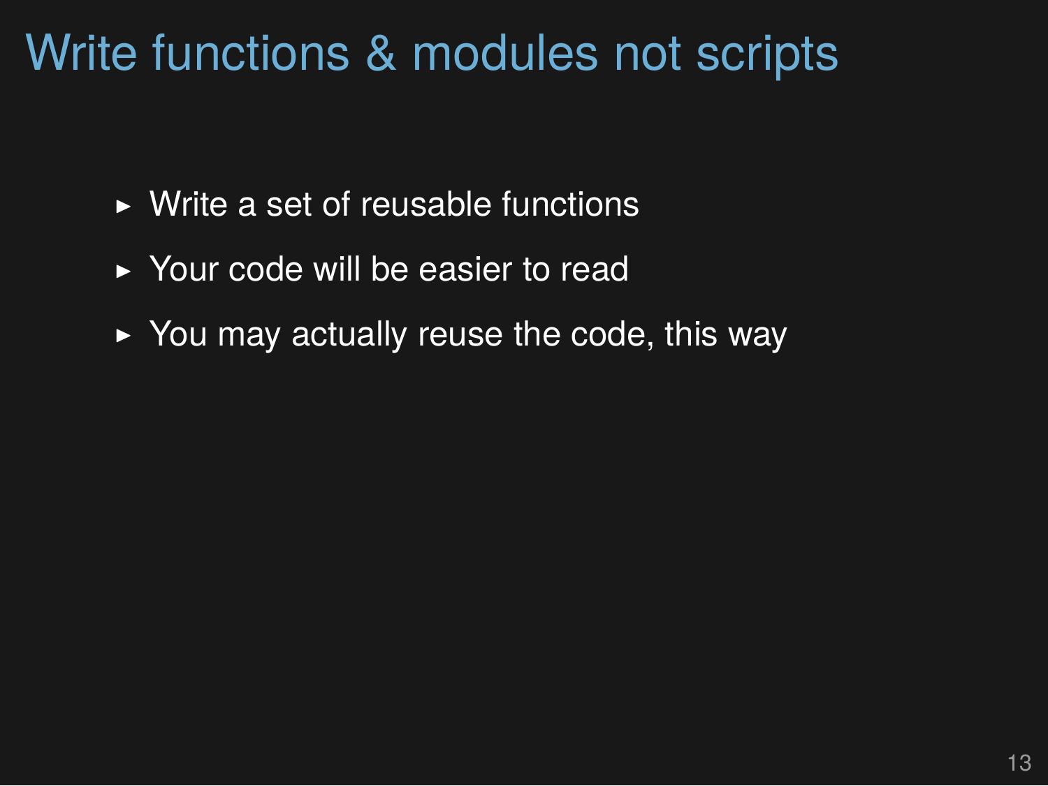# Write functions & modules not scripts

- Write a set of reusable functions
- Your code will be easier to read
- You may actually reuse the code, this way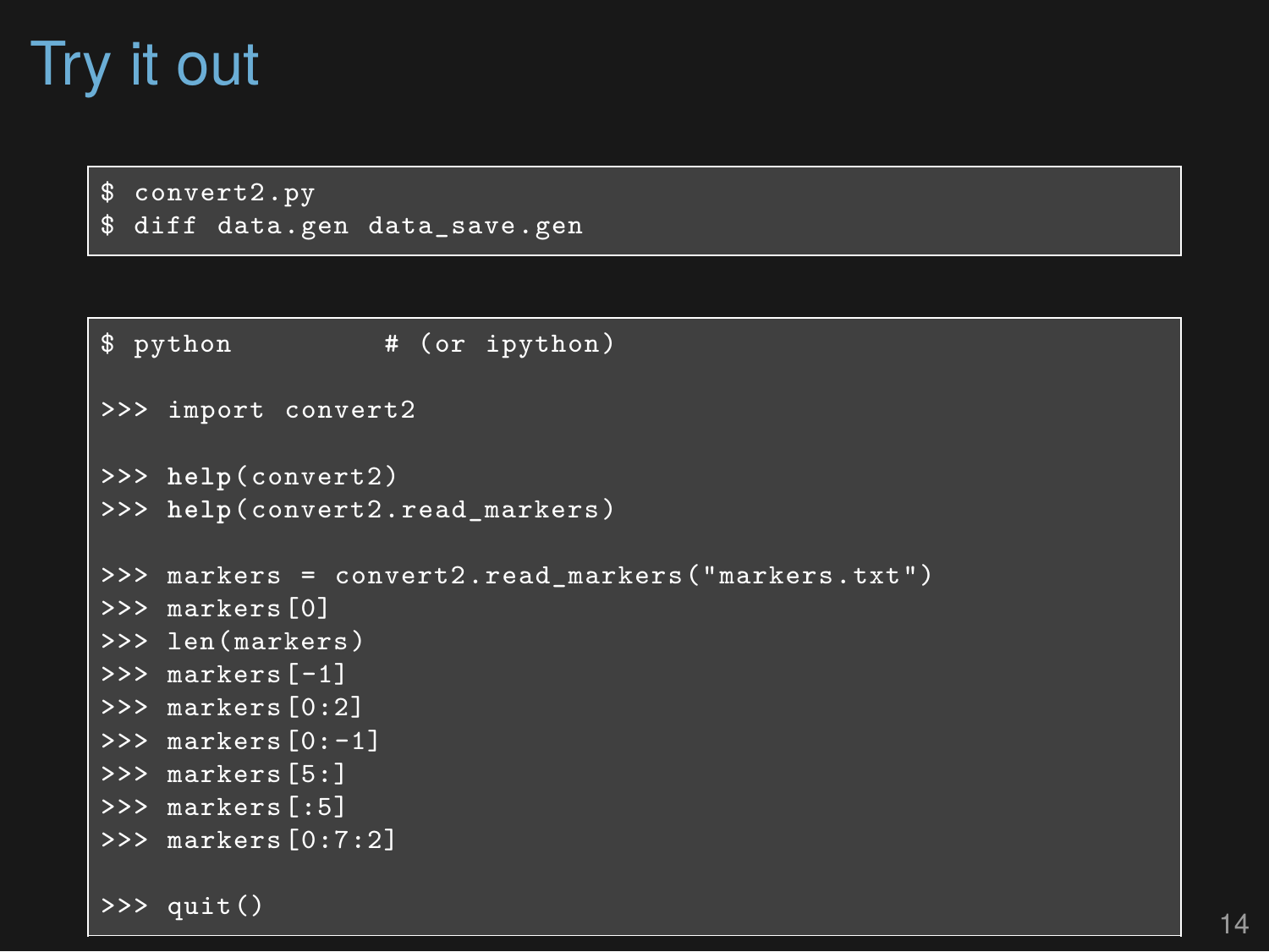# Try it out

```
$ convert2.py
$ diff data.gen data_save.gen
```

```
$ python          # (or ipython)

>>> import convert2

>>> help(convert2)
>>> help(convert2.read_markers)

>>> markers = convert2.read_markers("markers.txt")
>>> markers[0]
>>> len(markers)
>>> markers[-1]
>>> markers[0:2]
>>> markers[0:-1]
>>> markers[5:]
>>> markers[:5]
>>> markers[0:7:2]

>>> quit()
```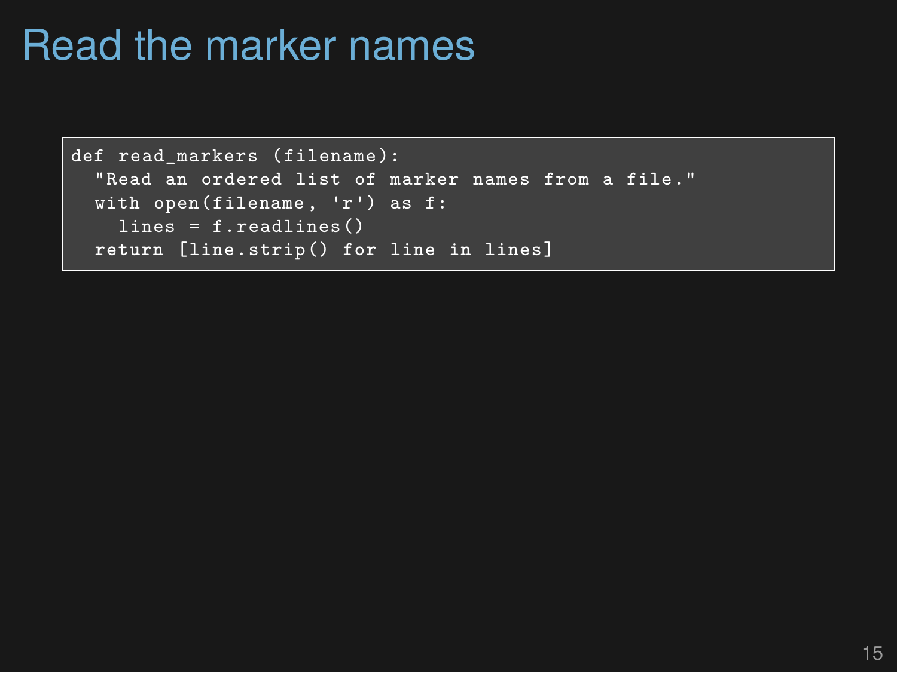# Read the marker names

```
def read_markers (filename):
  "Read an ordered list of marker names from a file."
  with open(filename, 'r') as f:
    lines = f.readlines()
  return [line.strip() for line in lines]
```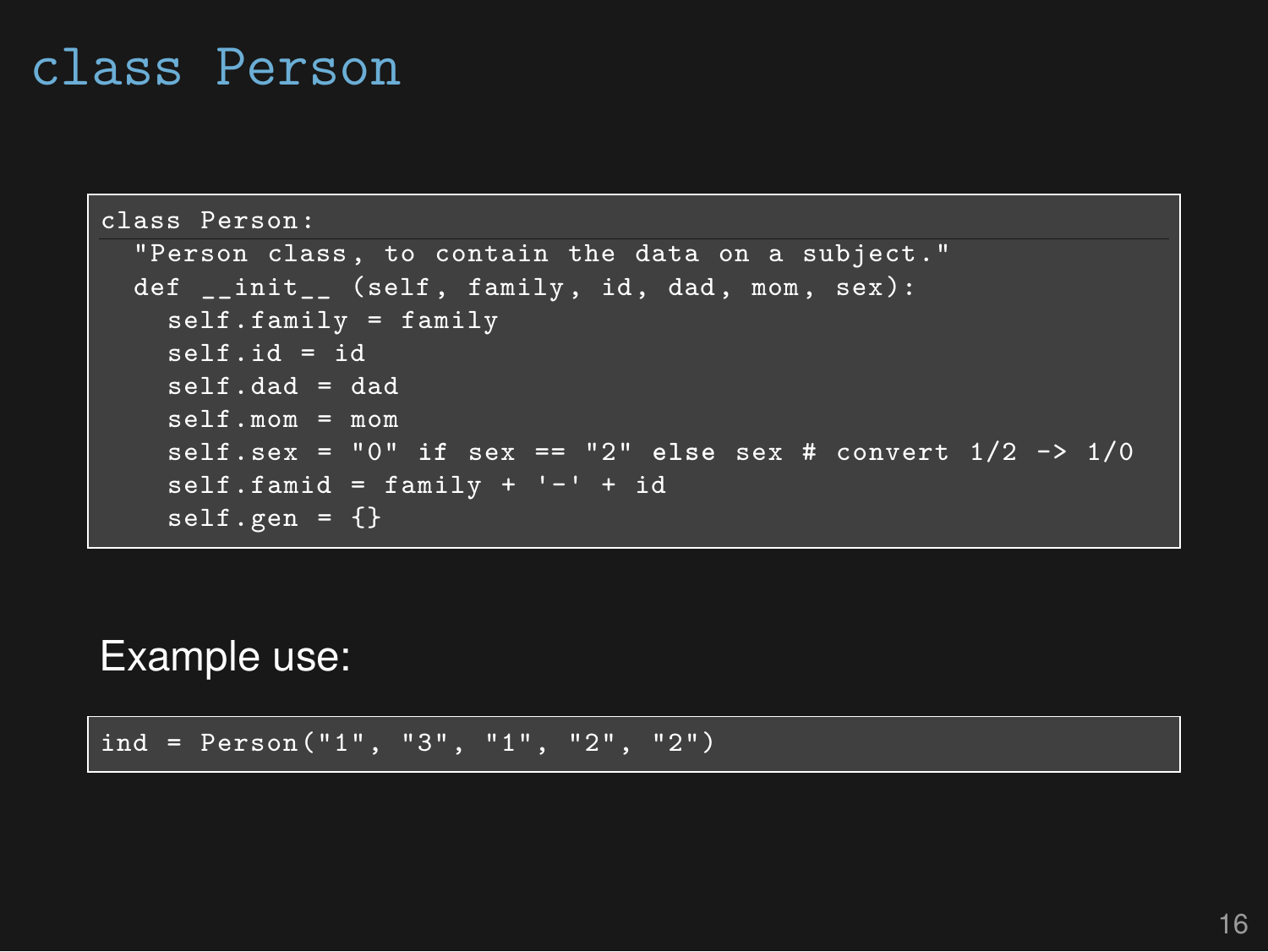# class Person

```
class Person:
  "Person class, to contain the data on a subject."
  def __init__ (self, family, id, dad, mom, sex):
    self.family = family
    self.id = id
    self.dad = dad
    self.mom = mom
    self.sex = "0" if sex == "2" else sex # convert 1/2 -> 1/0
    self.famid = family + '-' + id
    self.gen = {}
```

Example use:

```
ind = Person("1", "3", "1", "2", "2")
```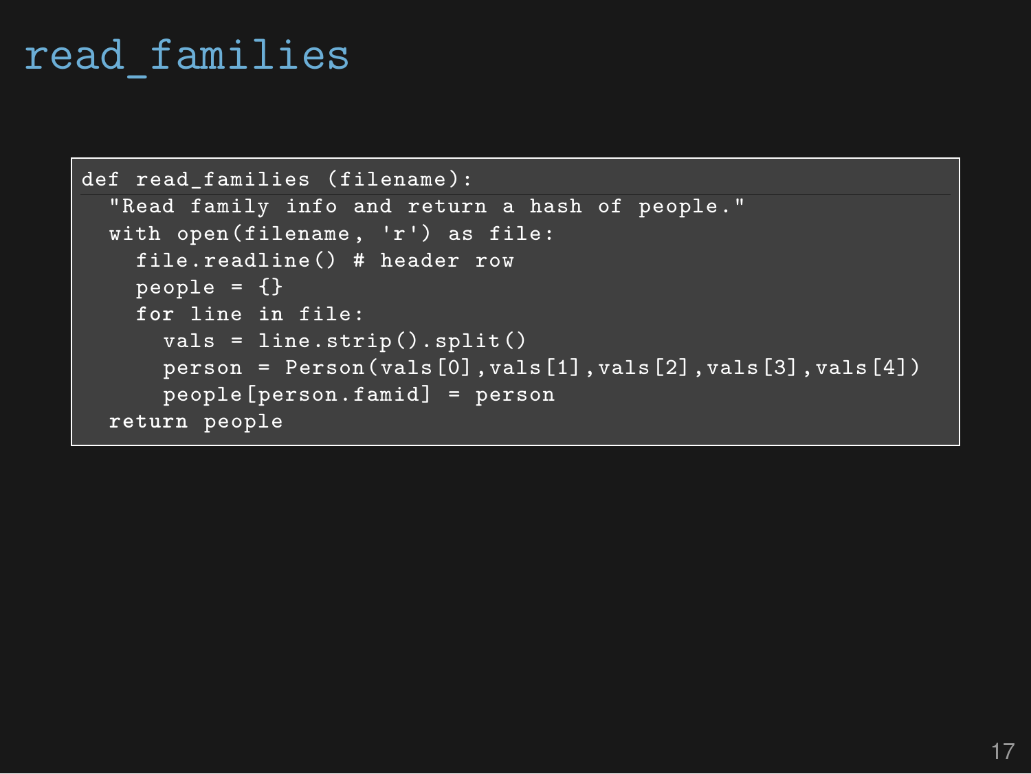# read_families

```
def read_families (filename):
  "Read family info and return a hash of people."
  with open(filename, 'r') as file:
    file.readline() # header row
    people = {}
    for line in file:
      vals = line.strip().split()
      person = Person(vals[0],vals[1],vals[2],vals[3],vals[4])
      people[person.famid] = person
  return people
```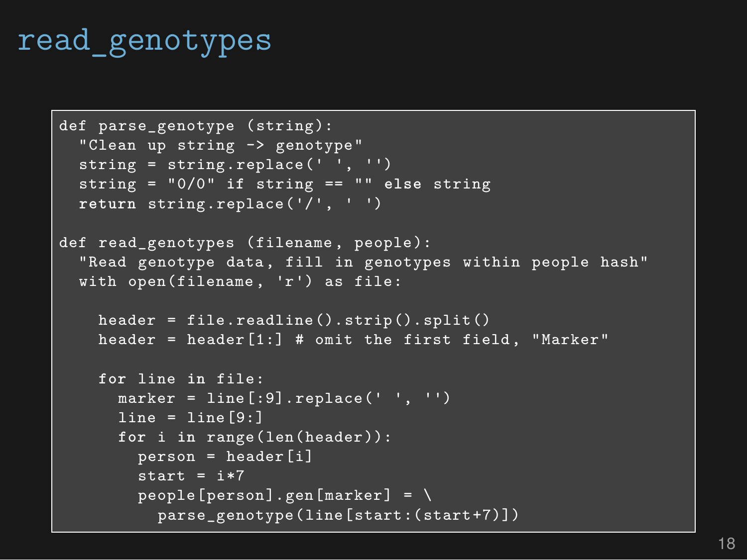# read_genotypes

```
def parse_genotype (string):
  "Clean up string -> genotype"
  string = string.replace(' ', '')
  string = "0/0" if string == "" else string
  return string.replace('/', ' ')

def read_genotypes (filename, people):
  "Read genotype data, fill in genotypes within people hash"
  with open(filename, 'r') as file:

    header = file.readline().strip().split()
    header = header[1:] # omit the first field, "Marker"

    for line in file:
      marker = line[:9].replace(' ', '')
      line = line[9:]
      for i in range(len(header)):
        person = header[i]
        start = i*7
        people[person].gen[marker] = \
          parse_genotype(line[start:(start+7)])
```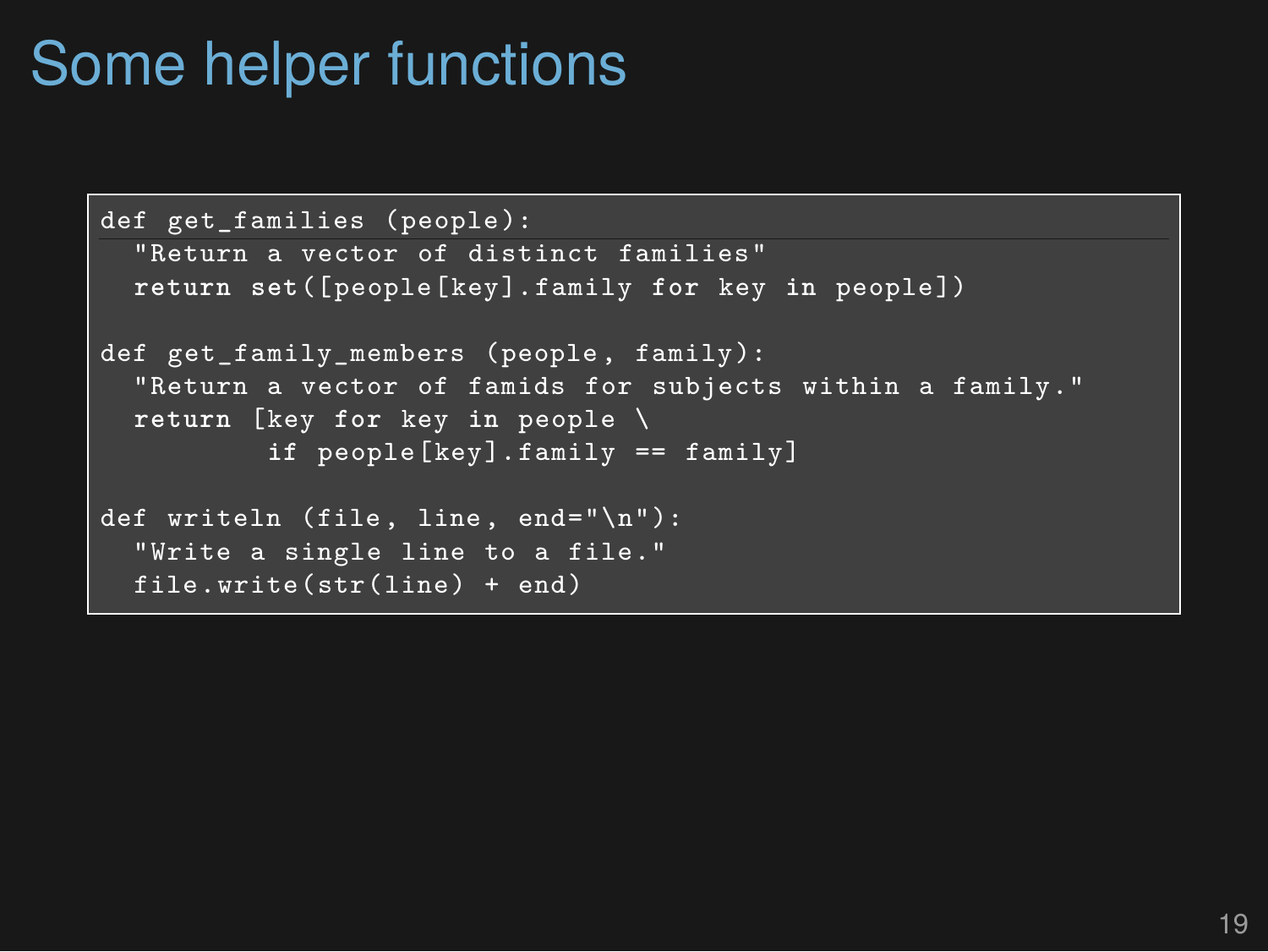# Some helper functions

```
def get_families (people):
  "Return a vector of distinct families"
  return set([people[key].family for key in people])

def get_family_members (people, family):
  "Return a vector of famids for subjects within a family."
  return [key for key in people \
          if people[key].family == family]

def writeln (file, line, end="\n"):
  "Write a single line to a file."
  file.write(str(line) + end)
```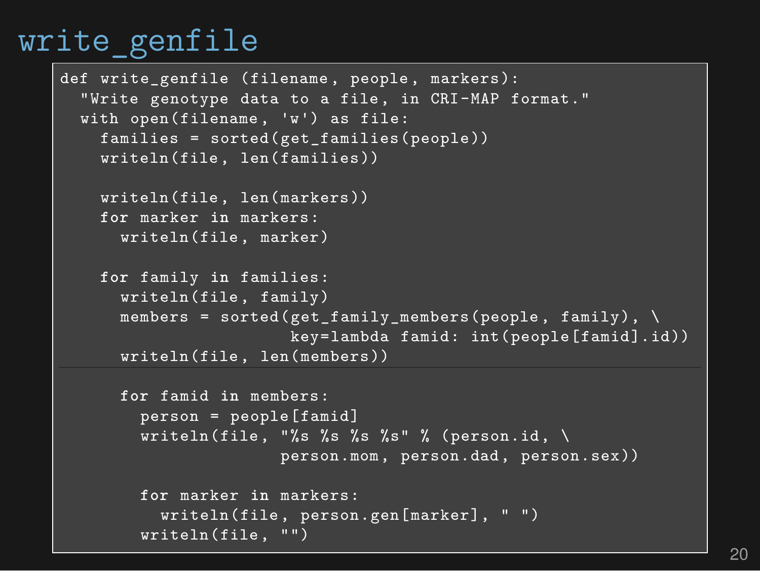# write_genfile

```
def write_genfile (filename, people, markers):
  "Write genotype data to a file, in CRI-MAP format."
  with open(filename, 'w') as file:
    families = sorted(get_families(people))
    writeln(file, len(families))

    writeln(file, len(markers))
    for marker in markers:
      writeln(file, marker)

    for family in families:
      writeln(file, family)
      members = sorted(get_family_members(people, family), \
                       key=lambda famid: int(people[famid].id))
      writeln(file, len(members))

      for famid in members:
        person = people[famid]
        writeln(file, "%s %s %s %s" % (person.id, \
                      person.mom, person.dad, person.sex))

        for marker in markers:
          writeln(file, person.gen[marker], " ")
        writeln(file, "")
```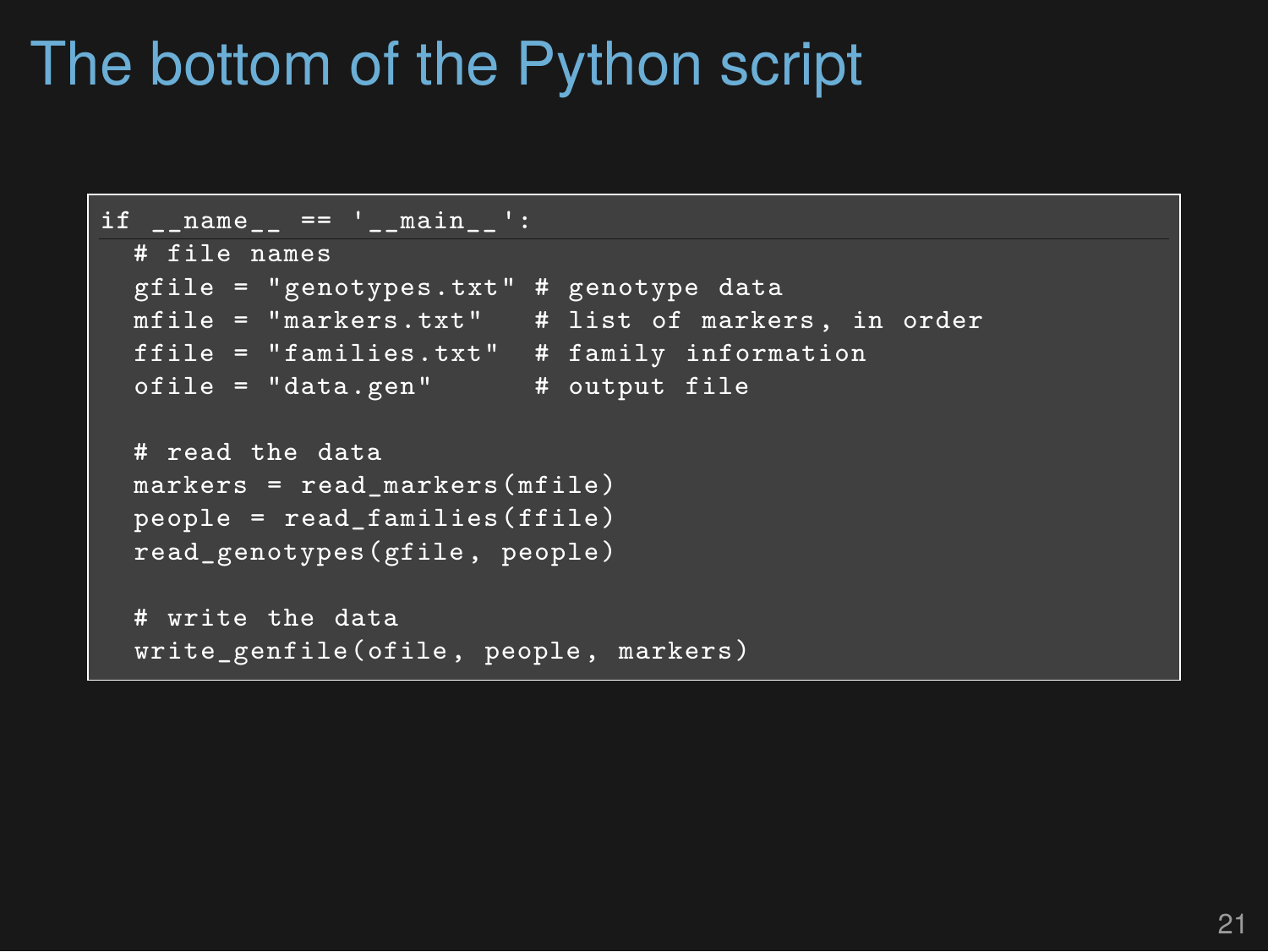# The bottom of the Python script

```
if __name__ == '__main__':
  # file names
  gfile = "genotypes.txt" # genotype data
  mfile = "markers.txt"   # list of markers, in order
  ffile = "families.txt"  # family information
  ofile = "data.gen"      # output file

  # read the data
  markers = read_markers(mfile)
  people = read_families(ffile)
  read_genotypes(gfile, people)

  # write the data
  write_genfile(ofile, people, markers)
```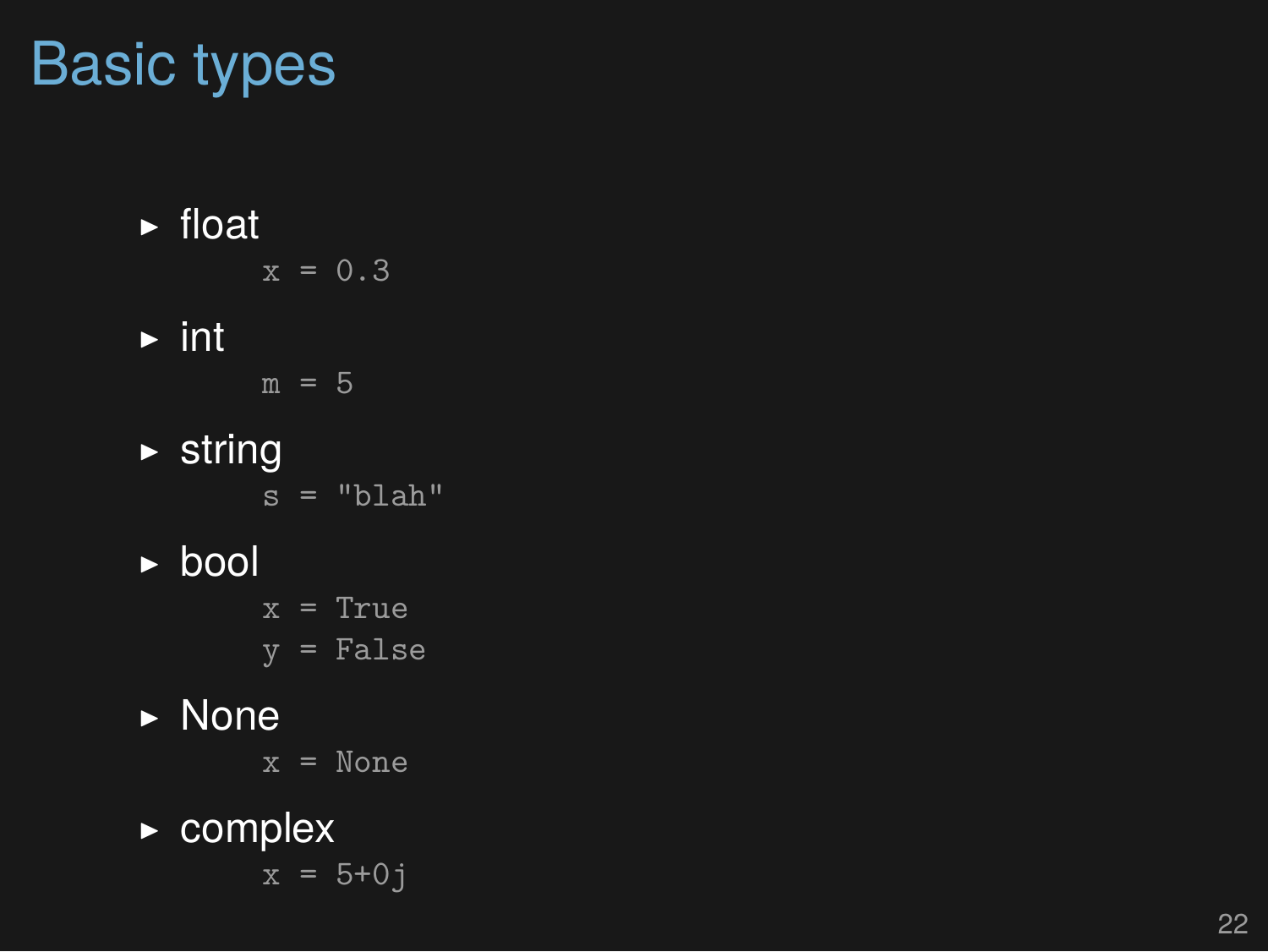# Basic types

- float

```
x = 0.3
```

- int

```
m = 5
```

- string

```
s = "blah"
```

- bool

```
x = True
y = False
```

- None

```
x = None
```

- complex

```
x = 5+0j
```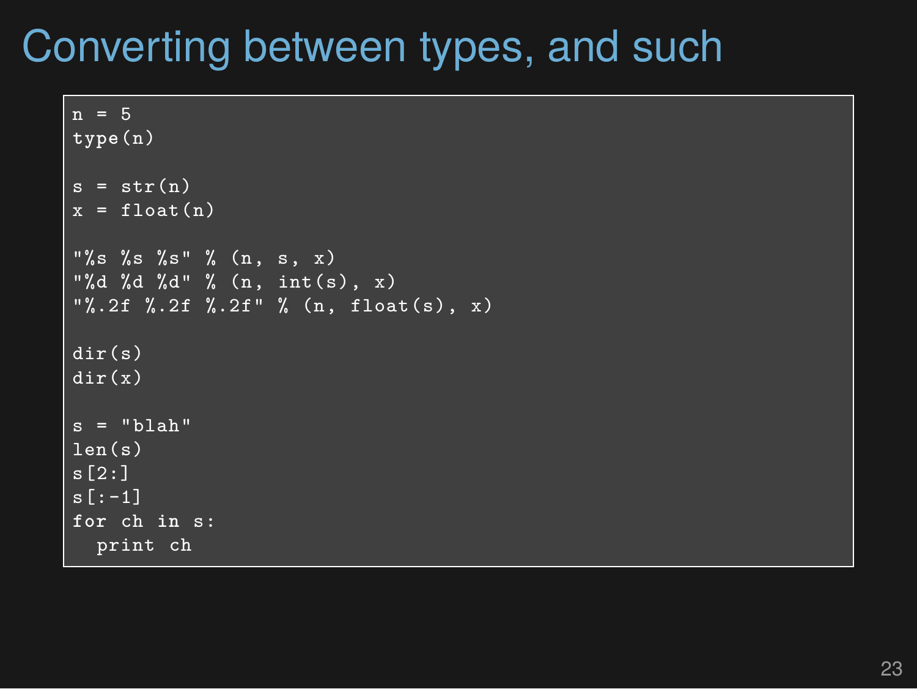# Converting between types, and such

```
n = 5
type(n)

s = str(n)
x = float(n)

"%s %s %s" % (n, s, x)
"%d %d %d" % (n, int(s), x)
"%.2f %.2f %.2f" % (n, float(s), x)

dir(s)
dir(x)

s = "blah"
len(s)
s[2:]
s[:-1]
for ch in s:
  print ch
```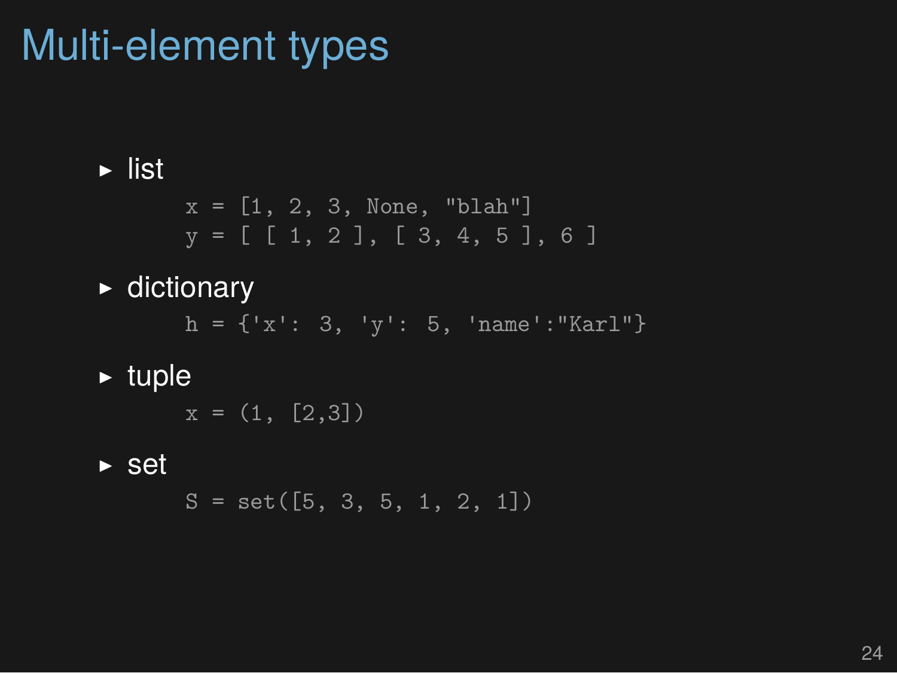# Multi-element types

- list

```
x = [1, 2, 3, None, "blah"]
y = [ [ 1, 2 ], [ 3, 4, 5 ], 6 ]
```

- dictionary

```
h = {'x': 3, 'y': 5, 'name':"Karl"}
```

- tuple

```
x = (1, [2,3])
```

- set

```
S = set([5, 3, 5, 1, 2, 1])
```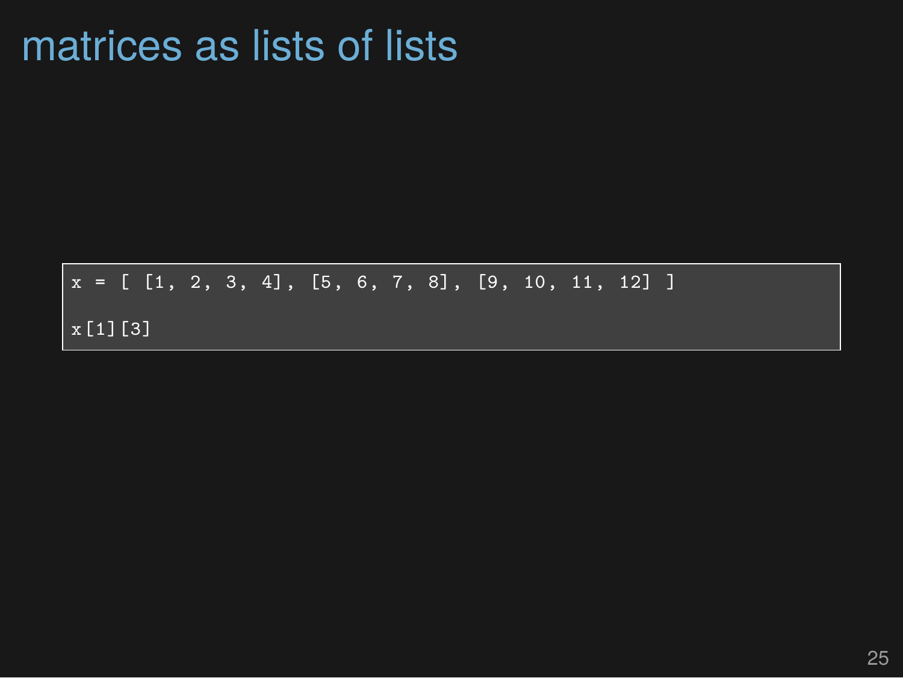# matrices as lists of lists

```
x = [ [1, 2, 3, 4], [5, 6, 7, 8], [9, 10, 11, 12] ]

x[1][3]
```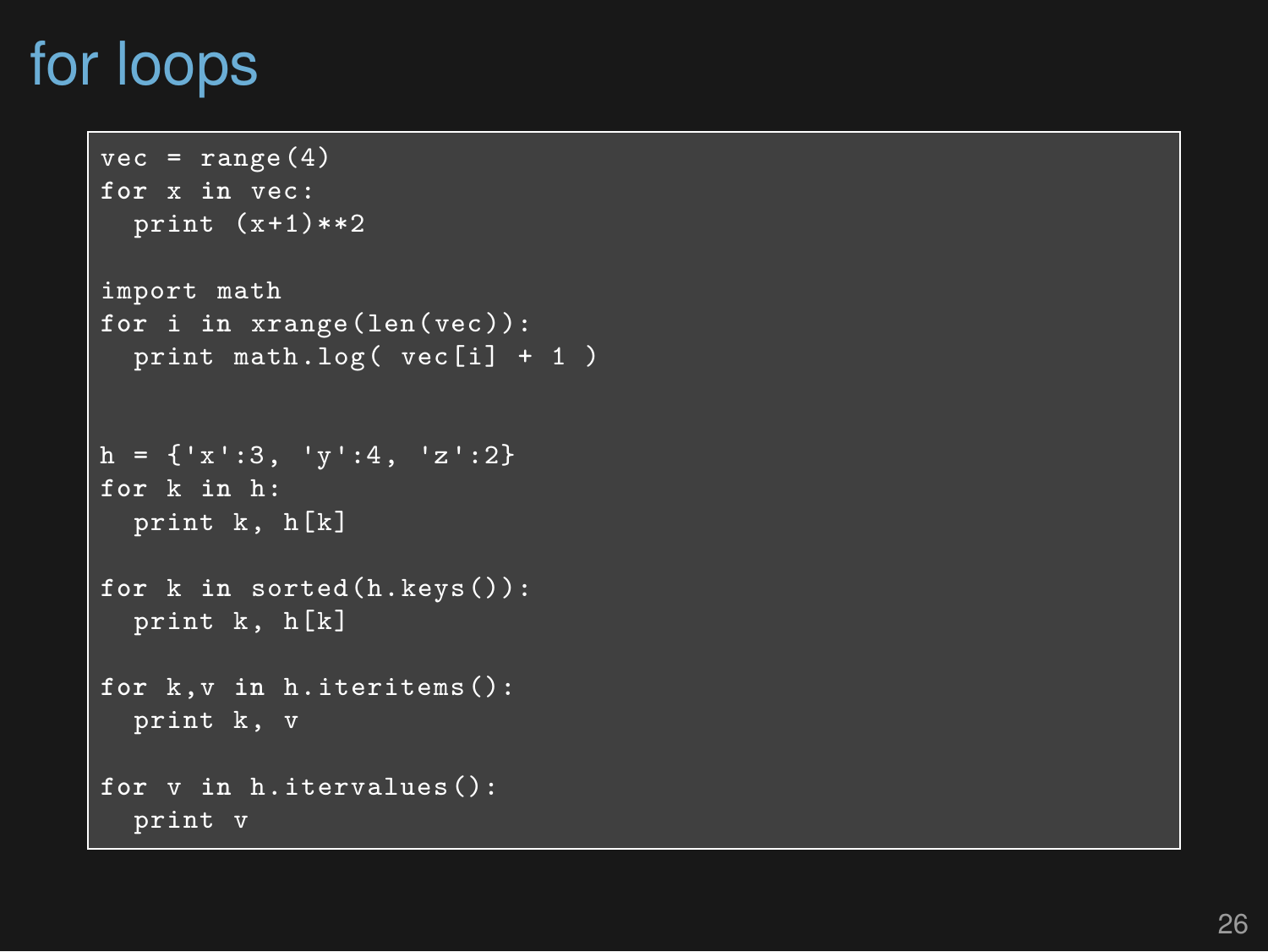# for loops

```
vec = range(4)
for x in vec:
  print (x+1)**2

import math
for i in xrange(len(vec)):
  print math.log( vec[i] + 1 )


h = {'x':3, 'y':4, 'z':2}
for k in h:
  print k, h[k]

for k in sorted(h.keys()):
  print k, h[k]

for k,v in h.iteritems():
  print k, v

for v in h.itervalues():
  print v
```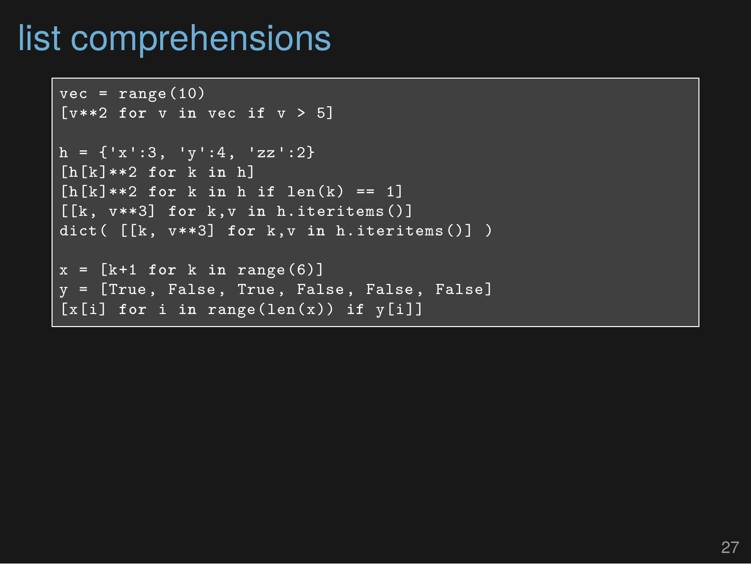# list comprehensions

```
vec = range(10)
[v**2 for v in vec if v > 5]

h = {'x':3, 'y':4, 'zz':2}
[h[k]**2 for k in h]
[h[k]**2 for k in h if len(k) == 1]
[[k, v**3] for k,v in h.iteritems()]
dict( [[k, v**3] for k,v in h.iteritems()] )

x = [k+1 for k in range(6)]
y = [True, False, True, False, False, False]
[x[i] for i in range(len(x)) if y[i]]
```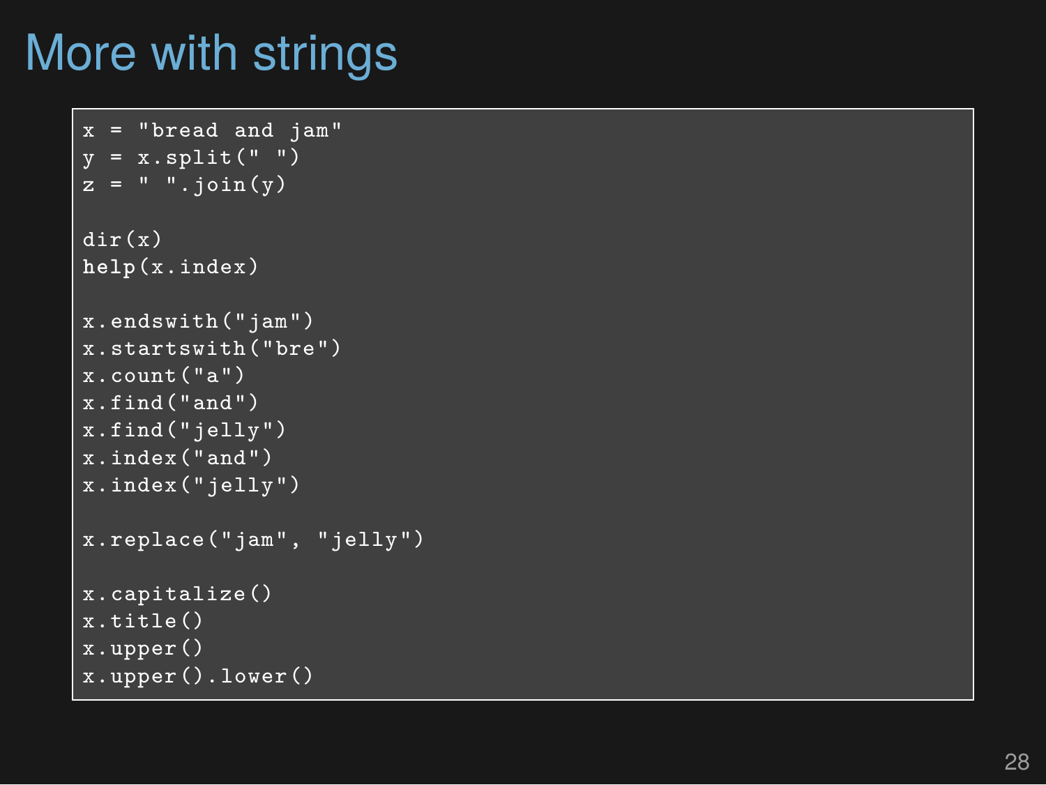# More with strings

```
x = "bread and jam"
y = x.split(" ")
z = " ".join(y)

dir(x)
help(x.index)

x.endswith("jam")
x.startswith("bre")
x.count("a")
x.find("and")
x.find("jelly")
x.index("and")
x.index("jelly")

x.replace("jam", "jelly")

x.capitalize()
x.title()
x.upper()
x.upper().lower()
```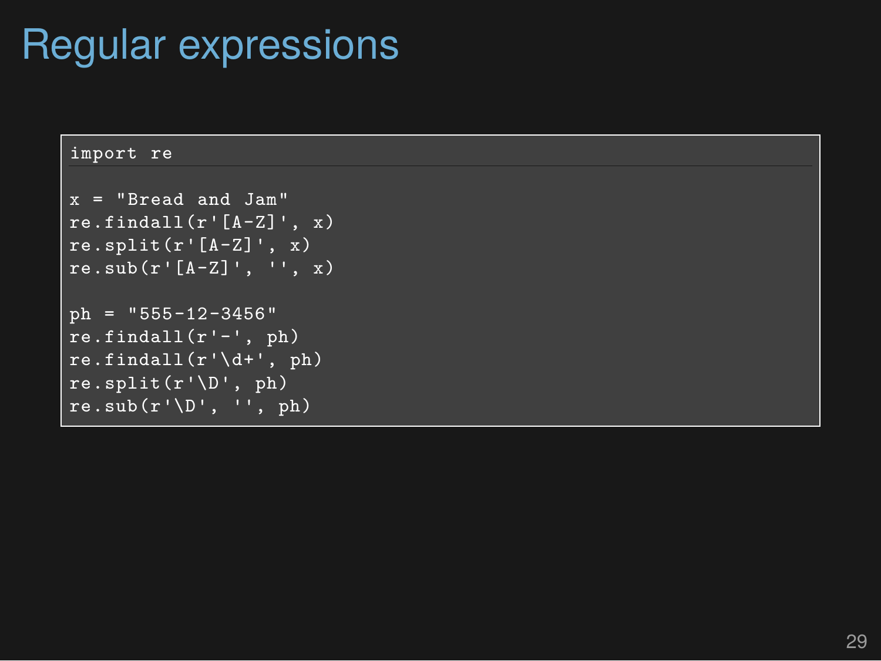# Regular expressions

```
import re

x = "Bread and Jam"
re.findall(r'[A-Z]', x)
re.split(r'[A-Z]', x)
re.sub(r'[A-Z]', '', x)

ph = "555-12-3456"
re.findall(r'-', ph)
re.findall(r'\d+', ph)
re.split(r'\D', ph)
re.sub(r'\D', '', ph)
```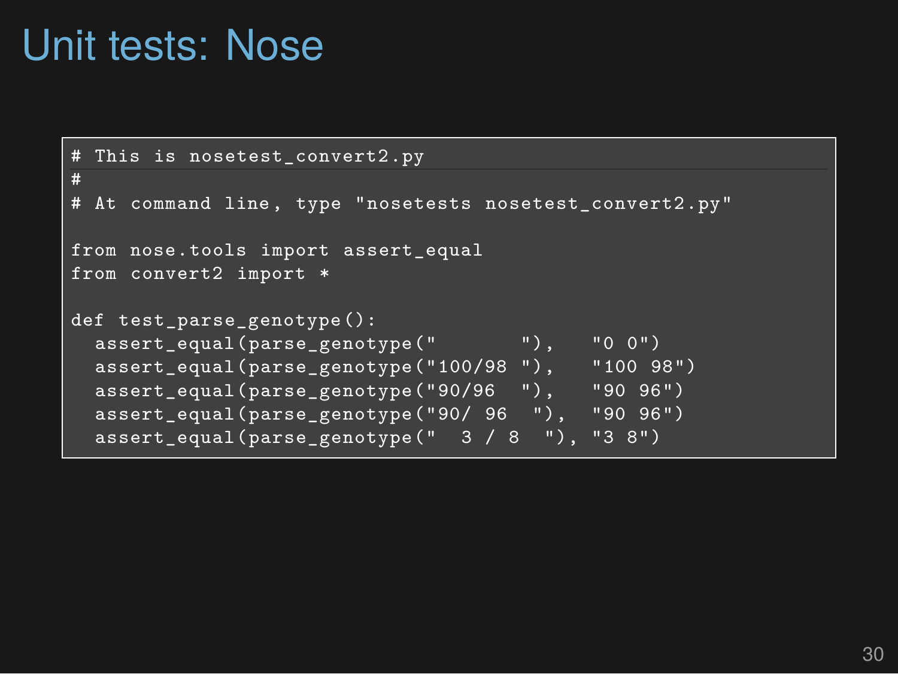# Unit tests: Nose

```
# This is nosetest_convert2.py
#
# At command line, type "nosetests nosetest_convert2.py"

from nose.tools import assert_equal
from convert2 import *

def test_parse_genotype():
  assert_equal(parse_genotype("       "),   "0 0")
  assert_equal(parse_genotype("100/98 "),   "100 98")
  assert_equal(parse_genotype("90/96  "),   "90 96")
  assert_equal(parse_genotype("90/ 96  "),  "90 96")
  assert_equal(parse_genotype("  3 / 8  "), "3 8")
```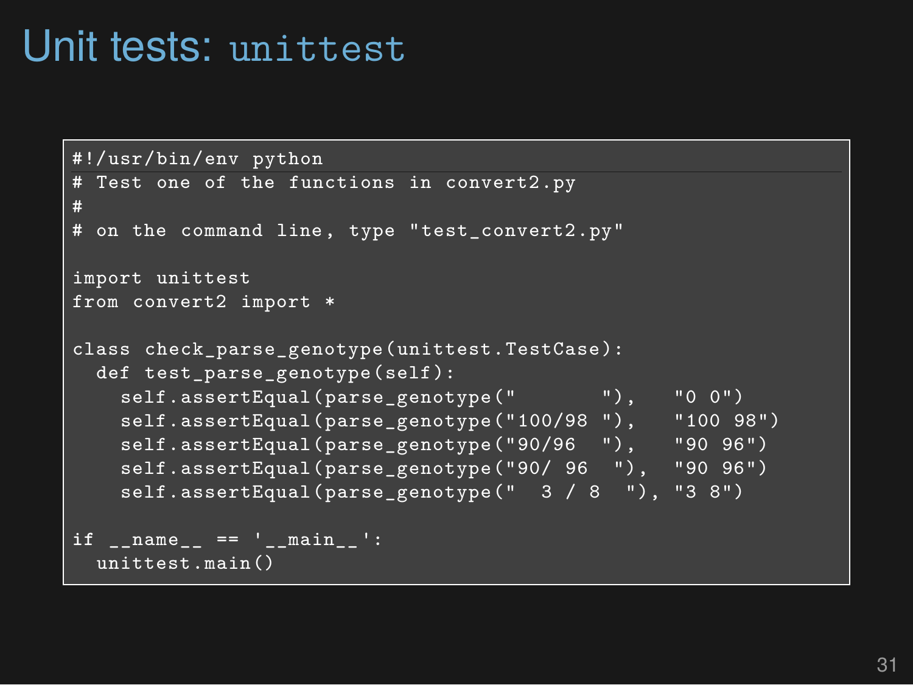# Unit tests: `unittest`

```
#!/usr/bin/env python
# Test one of the functions in convert2.py
#
# on the command line, type "test_convert2.py"

import unittest
from convert2 import *

class check_parse_genotype(unittest.TestCase):
  def test_parse_genotype(self):
    self.assertEqual(parse_genotype("       "),   "0 0")
    self.assertEqual(parse_genotype("100/98 "),   "100 98")
    self.assertEqual(parse_genotype("90/96  "),   "90 96")
    self.assertEqual(parse_genotype("90/ 96  "),  "90 96")
    self.assertEqual(parse_genotype("  3 / 8  "), "3 8")

if __name__ == '__main__':
  unittest.main()
```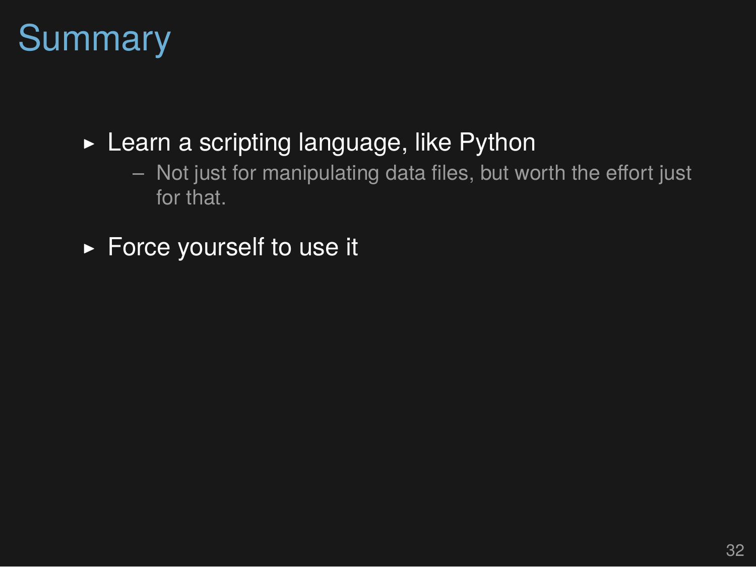# Summary

- Learn a scripting language, like Python
  - Not just for manipulating data files, but worth the effort just for that.
- Force yourself to use it